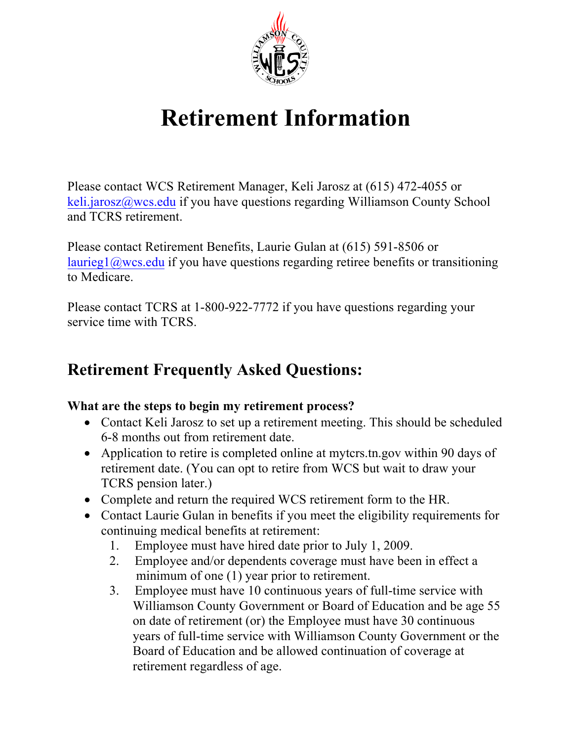# Retirement Information

Please contact WCS Retirement Manager, Keli Jarosz at (615) 472-4055 or keli.jarosz@wcs.edu if you have questions regarding Williamson County School and TCRS retirement.

Please contact Retirement Benefits, Laurie Gulan at (615) 591-8506 or laurieg1@wcs.edu if you have questions regarding retiree benefits or transitioning to Medicare.

Please contact TCRS at 1-800-922-7772 if you have questions regarding your service time with TCRS.

## Retirement Frequently Asked Questions:

**What are the steps to begin my retirement process?**

- Contact Keli Jarosz to set up a retirement meeting. This should be scheduled 6-8 months out from retirement date.
- Application to retire is completed online at mytcrs.tn.gov within 90 days of retirement date. (You can opt to retire from WCS but wait to draw your TCRS pension later.)
- Complete and return the required WCS retirement form to the HR.
- Contact Laurie Gulan in benefits if you meet the eligibility requirements for continuing medical benefits at retirement:
  1. Employee must have hired date prior to July 1, 2009.
  2. Employee and/or dependents coverage must have been in effect a minimum of one (1) year prior to retirement.
  3. Employee must have 10 continuous years of full-time service with Williamson County Government or Board of Education and be age 55 on date of retirement (or) the Employee must have 30 continuous years of full-time service with Williamson County Government or the Board of Education and be allowed continuation of coverage at retirement regardless of age.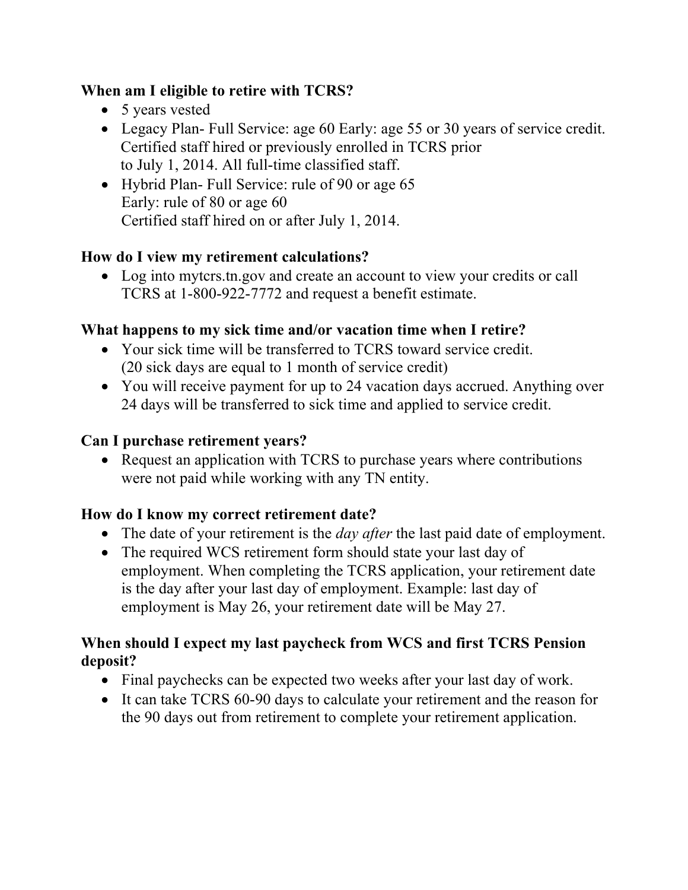**When am I eligible to retire with TCRS?**

- 5 years vested
- Legacy Plan- Full Service: age 60 Early: age 55 or 30 years of service credit. Certified staff hired or previously enrolled in TCRS prior to July 1, 2014. All full-time classified staff.
- Hybrid Plan- Full Service: rule of 90 or age 65
  Early: rule of 80 or age 60
  Certified staff hired on or after July 1, 2014.

**How do I view my retirement calculations?**

- Log into mytcrs.tn.gov and create an account to view your credits or call TCRS at 1-800-922-7772 and request a benefit estimate.

**What happens to my sick time and/or vacation time when I retire?**

- Your sick time will be transferred to TCRS toward service credit. (20 sick days are equal to 1 month of service credit)
- You will receive payment for up to 24 vacation days accrued. Anything over 24 days will be transferred to sick time and applied to service credit.

**Can I purchase retirement years?**

- Request an application with TCRS to purchase years where contributions were not paid while working with any TN entity.

**How do I know my correct retirement date?**

- The date of your retirement is the *day after* the last paid date of employment.
- The required WCS retirement form should state your last day of employment. When completing the TCRS application, your retirement date is the day after your last day of employment. Example: last day of employment is May 26, your retirement date will be May 27.

**When should I expect my last paycheck from WCS and first TCRS Pension deposit?**

- Final paychecks can be expected two weeks after your last day of work.
- It can take TCRS 60-90 days to calculate your retirement and the reason for the 90 days out from retirement to complete your retirement application.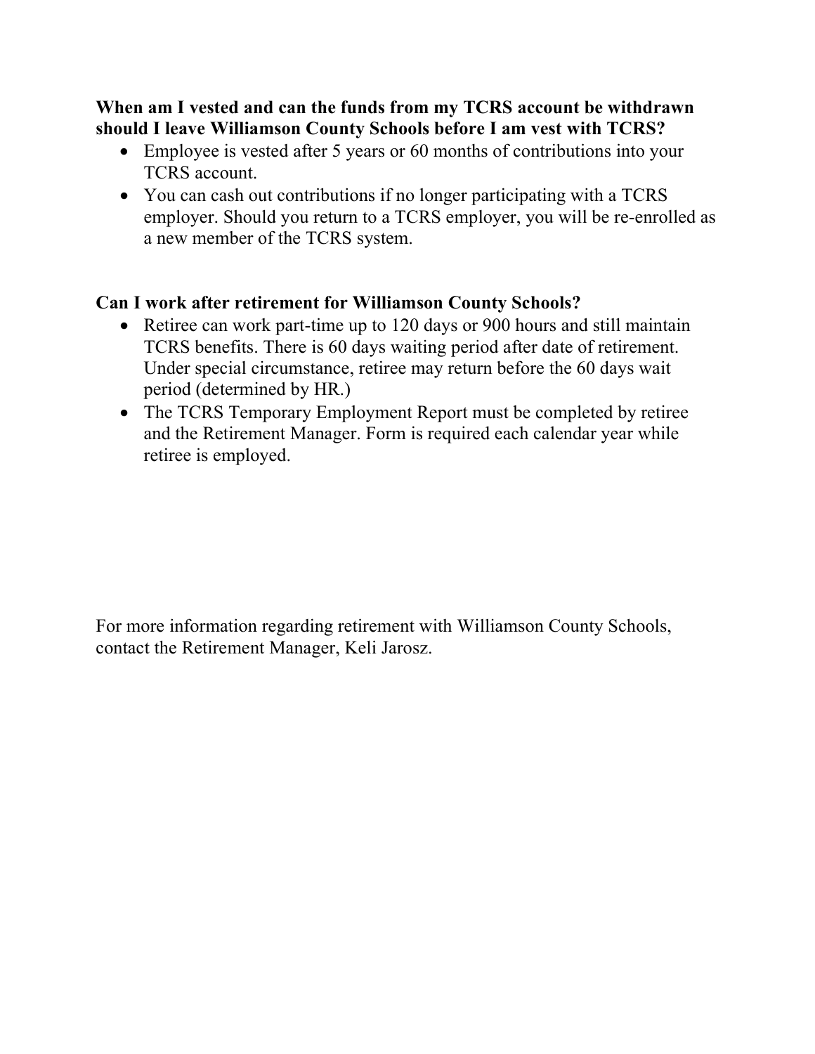**When am I vested and can the funds from my TCRS account be withdrawn should I leave Williamson County Schools before I am vest with TCRS?**

- Employee is vested after 5 years or 60 months of contributions into your TCRS account.
- You can cash out contributions if no longer participating with a TCRS employer. Should you return to a TCRS employer, you will be re-enrolled as a new member of the TCRS system.

**Can I work after retirement for Williamson County Schools?**

- Retiree can work part-time up to 120 days or 900 hours and still maintain TCRS benefits. There is 60 days waiting period after date of retirement. Under special circumstance, retiree may return before the 60 days wait period (determined by HR.)
- The TCRS Temporary Employment Report must be completed by retiree and the Retirement Manager. Form is required each calendar year while retiree is employed.

For more information regarding retirement with Williamson County Schools, contact the Retirement Manager, Keli Jarosz.